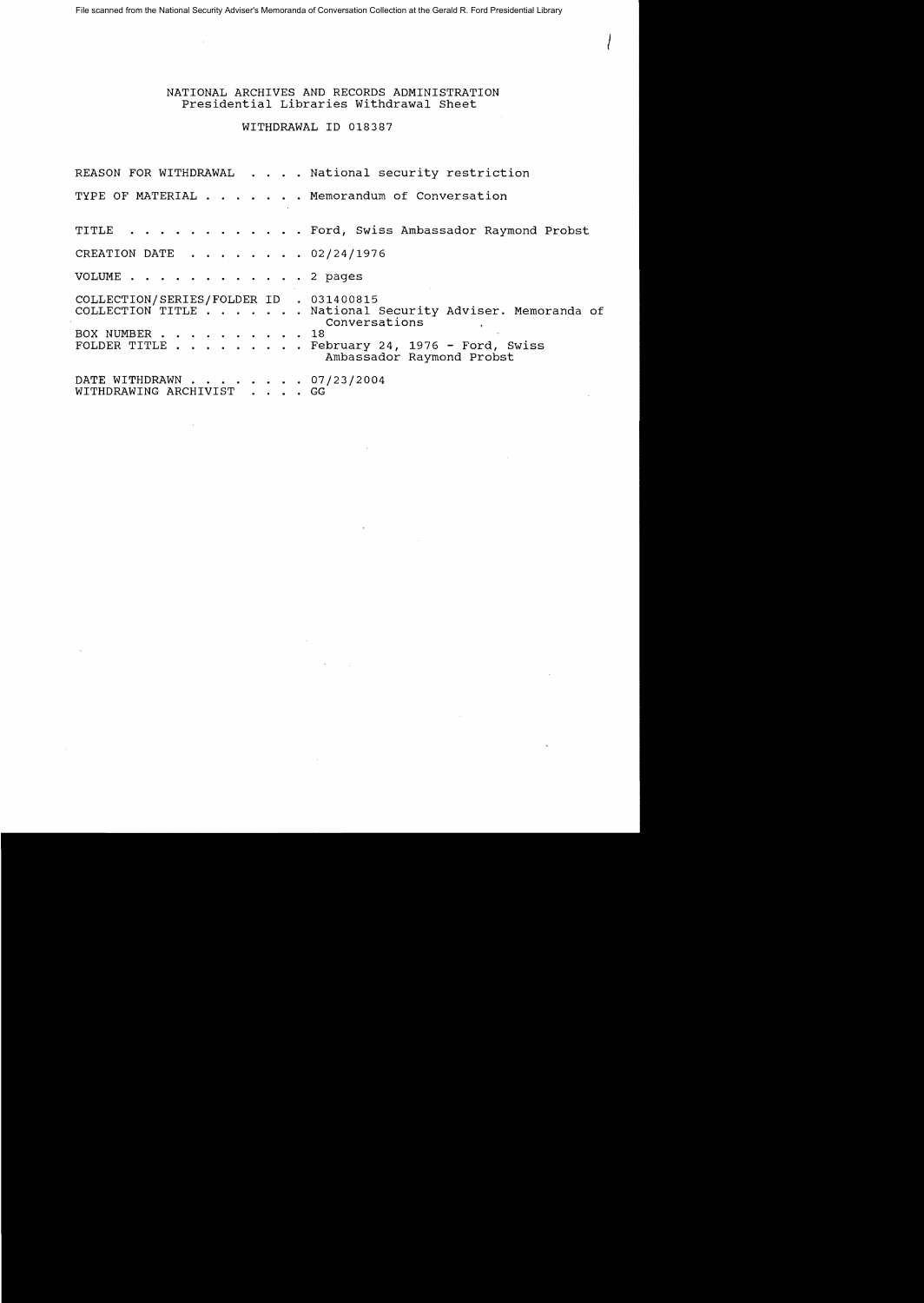File scanned from the National Security Adviser's Memoranda of Conversation Collection at the Gerald R. Ford Presidential Library

NATIONAL ARCHIVES AND RECORDS ADMINISTRATION
Presidential Libraries Withdrawal Sheet

WITHDRAWAL ID 018387

REASON FOR WITHDRAWAL . . . . National security restriction

TYPE OF MATERIAL . . . . . . . Memorandum of Conversation

TITLE . . . . . . . . . . . . Ford, Swiss Ambassador Raymond Probst

CREATION DATE . . . . . . . . 02/24/1976

VOLUME . . . . . . . . . . . . 2 pages

COLLECTION/SERIES/FOLDER ID . 031400815
COLLECTION TITLE . . . . . . . National Security Adviser. Memoranda of Conversations
BOX NUMBER . . . . . . . . . . 18
FOLDER TITLE . . . . . . . . . February 24, 1976 - Ford, Swiss Ambassador Raymond Probst

DATE WITHDRAWN . . . . . . . . 07/23/2004
WITHDRAWING ARCHIVIST . . . . GG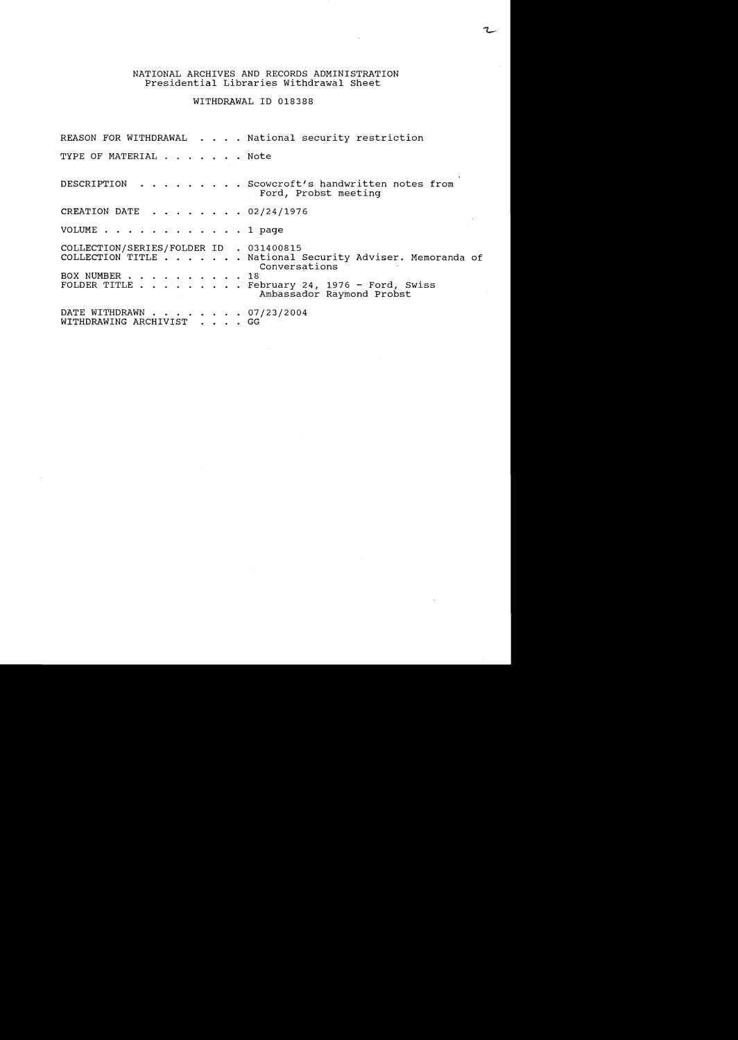NATIONAL ARCHIVES AND RECORDS ADMINISTRATION
Presidential Libraries Withdrawal Sheet

WITHDRAWAL ID 018388

REASON FOR WITHDRAWAL . . . . National security restriction

TYPE OF MATERIAL . . . . . . . Note

DESCRIPTION . . . . . . . . . Scowcroft's handwritten notes from Ford, Probst meeting

CREATION DATE . . . . . . . . 02/24/1976

VOLUME . . . . . . . . . . . . 1 page

COLLECTION/SERIES/FOLDER ID . 031400815
COLLECTION TITLE . . . . . . . National Security Adviser. Memoranda of Conversations
BOX NUMBER . . . . . . . . . . 18
FOLDER TITLE . . . . . . . . . February 24, 1976 - Ford, Swiss Ambassador Raymond Probst

DATE WITHDRAWN . . . . . . . . 07/23/2004
WITHDRAWING ARCHIVIST . . . . GG